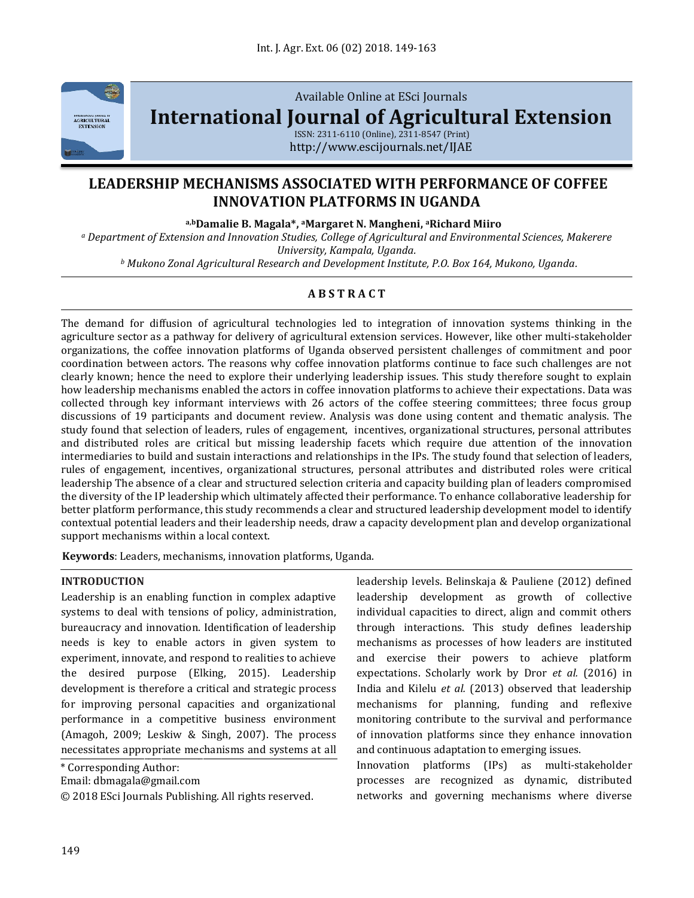Available Online at ESci Journals

**International Journal of Agricultural Extension**

ISSN: 2311-6110 (Online), 2311-8547 (Print)
http://www.escijournals.net/IJAE

# LEADERSHIP MECHANISMS ASSOCIATED WITH PERFORMANCE OF COFFEE INNOVATION PLATFORMS IN UGANDA

**[a,b]Damalie B. Magala*, [a]Margaret N. Mangheni, [a]Richard Miiro**

[a] *Department of Extension and Innovation Studies, College of Agricultural and Environmental Sciences, Makerere University, Kampala, Uganda.*
[b] *Mukono Zonal Agricultural Research and Development Institute, P.O. Box 164, Mukono, Uganda.*

## ABSTRACT

The demand for diffusion of agricultural technologies led to integration of innovation systems thinking in the agriculture sector as a pathway for delivery of agricultural extension services. However, like other multi-stakeholder organizations, the coffee innovation platforms of Uganda observed persistent challenges of commitment and poor coordination between actors. The reasons why coffee innovation platforms continue to face such challenges are not clearly known; hence the need to explore their underlying leadership issues. This study therefore sought to explain how leadership mechanisms enabled the actors in coffee innovation platforms to achieve their expectations. Data was collected through key informant interviews with 26 actors of the coffee steering committees; three focus group discussions of 19 participants and document review. Analysis was done using content and thematic analysis. The study found that selection of leaders, rules of engagement, incentives, organizational structures, personal attributes and distributed roles are critical but missing leadership facets which require due attention of the innovation intermediaries to build and sustain interactions and relationships in the IPs. The study found that selection of leaders, rules of engagement, incentives, organizational structures, personal attributes and distributed roles were critical leadership The absence of a clear and structured selection criteria and capacity building plan of leaders compromised the diversity of the IP leadership which ultimately affected their performance. To enhance collaborative leadership for better platform performance, this study recommends a clear and structured leadership development model to identify contextual potential leaders and their leadership needs, draw a capacity development plan and develop organizational support mechanisms within a local context.

**Keywords**: Leaders, mechanisms, innovation platforms, Uganda.

## INTRODUCTION

Leadership is an enabling function in complex adaptive systems to deal with tensions of policy, administration, bureaucracy and innovation. Identification of leadership needs is key to enable actors in given system to experiment, innovate, and respond to realities to achieve the desired purpose (Elking, 2015). Leadership development is therefore a critical and strategic process for improving personal capacities and organizational performance in a competitive business environment (Amagoh, 2009; Leskiw & Singh, 2007). The process necessitates appropriate mechanisms and systems at all leadership levels. Belinskaja & Pauliene (2012) defined leadership development as growth of collective individual capacities to direct, align and commit others through interactions. This study defines leadership mechanisms as processes of how leaders are instituted and exercise their powers to achieve platform expectations. Scholarly work by Dror *et al.* (2016) in India and Kilelu *et al.* (2013) observed that leadership mechanisms for planning, funding and reflexive monitoring contribute to the survival and performance of innovation platforms since they enhance innovation and continuous adaptation to emerging issues.

Innovation platforms (IPs) as multi-stakeholder processes are recognized as dynamic, distributed networks and governing mechanisms where diverse

\* Corresponding Author:
Email: dbmagala@gmail.com
© 2018 ESci Journals Publishing. All rights reserved.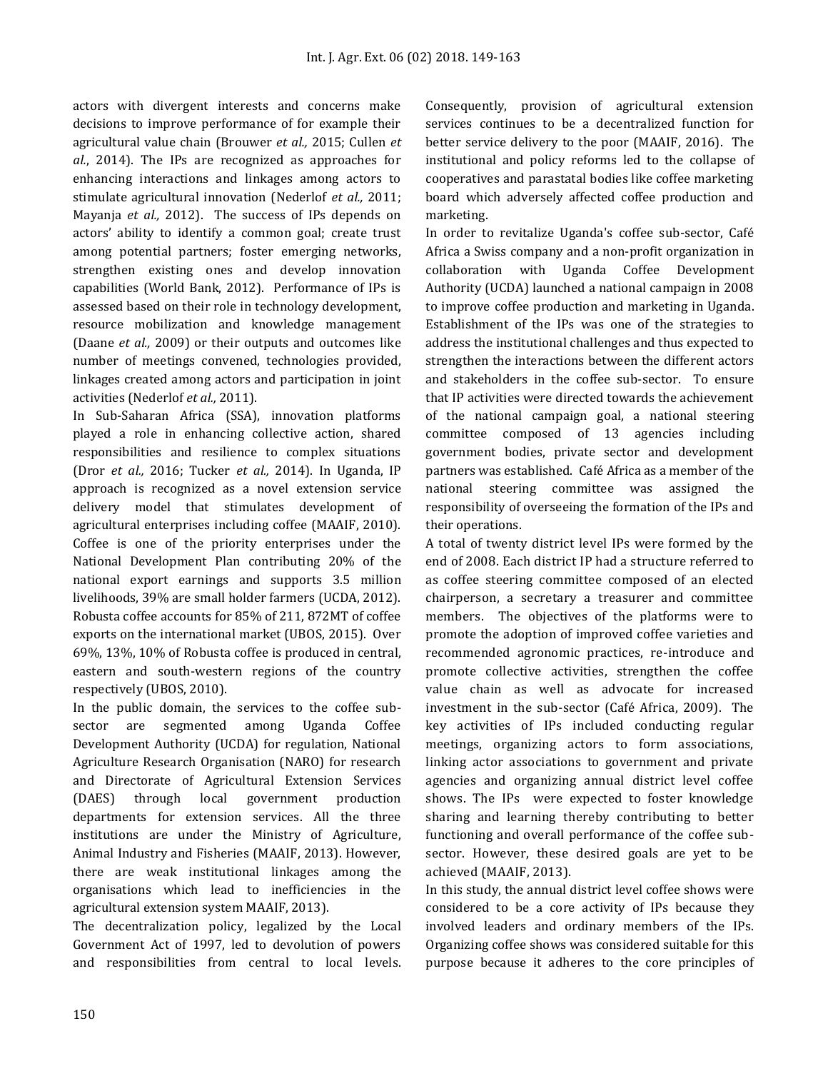actors with divergent interests and concerns make decisions to improve performance of for example their agricultural value chain (Brouwer *et al.,* 2015; Cullen *et al.*, 2014). The IPs are recognized as approaches for enhancing interactions and linkages among actors to stimulate agricultural innovation (Nederlof *et al.,* 2011; Mayanja *et al.,* 2012). The success of IPs depends on actors' ability to identify a common goal; create trust among potential partners; foster emerging networks, strengthen existing ones and develop innovation capabilities (World Bank, 2012). Performance of IPs is assessed based on their role in technology development, resource mobilization and knowledge management (Daane *et al.,* 2009) or their outputs and outcomes like number of meetings convened, technologies provided, linkages created among actors and participation in joint activities (Nederlof *et al.,* 2011).

In Sub-Saharan Africa (SSA), innovation platforms played a role in enhancing collective action, shared responsibilities and resilience to complex situations (Dror *et al.,* 2016; Tucker *et al.,* 2014). In Uganda, IP approach is recognized as a novel extension service delivery model that stimulates development of agricultural enterprises including coffee (MAAIF, 2010). Coffee is one of the priority enterprises under the National Development Plan contributing 20% of the national export earnings and supports 3.5 million livelihoods, 39% are small holder farmers (UCDA, 2012). Robusta coffee accounts for 85% of 211, 872MT of coffee exports on the international market (UBOS, 2015). Over 69%, 13%, 10% of Robusta coffee is produced in central, eastern and south-western regions of the country respectively (UBOS, 2010).

In the public domain, the services to the coffee sub-sector are segmented among Uganda Coffee Development Authority (UCDA) for regulation, National Agriculture Research Organisation (NARO) for research and Directorate of Agricultural Extension Services (DAES) through local government production departments for extension services. All the three institutions are under the Ministry of Agriculture, Animal Industry and Fisheries (MAAIF, 2013). However, there are weak institutional linkages among the organisations which lead to inefficiencies in the agricultural extension system MAAIF, 2013).

The decentralization policy, legalized by the Local Government Act of 1997, led to devolution of powers and responsibilities from central to local levels. Consequently, provision of agricultural extension services continues to be a decentralized function for better service delivery to the poor (MAAIF, 2016). The institutional and policy reforms led to the collapse of cooperatives and parastatal bodies like coffee marketing board which adversely affected coffee production and marketing.

In order to revitalize Uganda's coffee sub-sector, Café Africa a Swiss company and a non-profit organization in collaboration with Uganda Coffee Development Authority (UCDA) launched a national campaign in 2008 to improve coffee production and marketing in Uganda. Establishment of the IPs was one of the strategies to address the institutional challenges and thus expected to strengthen the interactions between the different actors and stakeholders in the coffee sub-sector. To ensure that IP activities were directed towards the achievement of the national campaign goal, a national steering committee composed of 13 agencies including government bodies, private sector and development partners was established. Café Africa as a member of the national steering committee was assigned the responsibility of overseeing the formation of the IPs and their operations.

A total of twenty district level IPs were formed by the end of 2008. Each district IP had a structure referred to as coffee steering committee composed of an elected chairperson, a secretary a treasurer and committee members. The objectives of the platforms were to promote the adoption of improved coffee varieties and recommended agronomic practices, re-introduce and promote collective activities, strengthen the coffee value chain as well as advocate for increased investment in the sub-sector (Café Africa, 2009). The key activities of IPs included conducting regular meetings, organizing actors to form associations, linking actor associations to government and private agencies and organizing annual district level coffee shows. The IPs were expected to foster knowledge sharing and learning thereby contributing to better functioning and overall performance of the coffee sub-sector. However, these desired goals are yet to be achieved (MAAIF, 2013).

In this study, the annual district level coffee shows were considered to be a core activity of IPs because they involved leaders and ordinary members of the IPs. Organizing coffee shows was considered suitable for this purpose because it adheres to the core principles of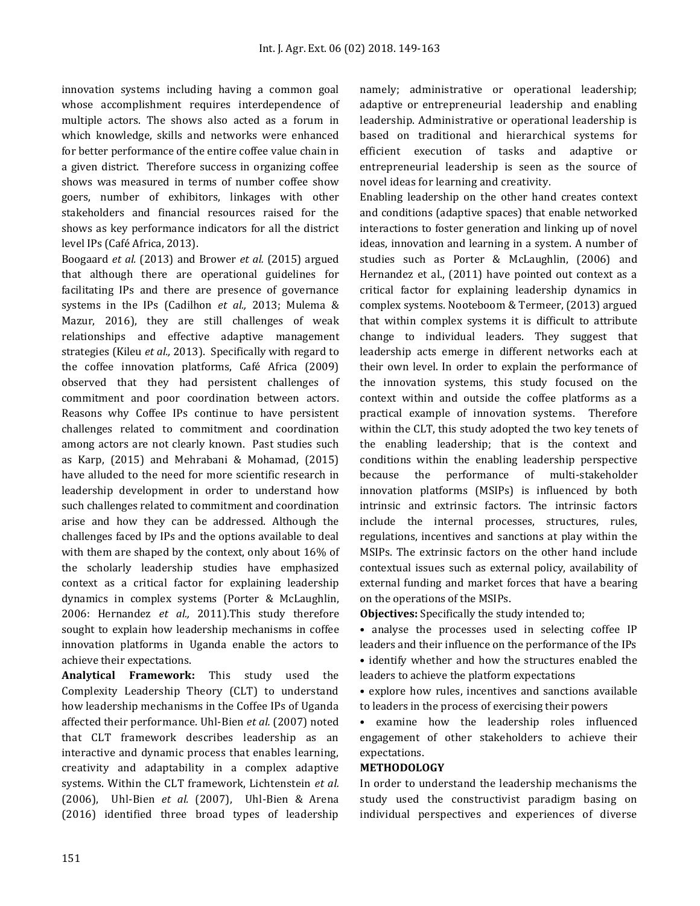innovation systems including having a common goal whose accomplishment requires interdependence of multiple actors. The shows also acted as a forum in which knowledge, skills and networks were enhanced for better performance of the entire coffee value chain in a given district. Therefore success in organizing coffee shows was measured in terms of number coffee show goers, number of exhibitors, linkages with other stakeholders and financial resources raised for the shows as key performance indicators for all the district level IPs (Café Africa, 2013).

Boogaard *et al.* (2013) and Brower *et al.* (2015) argued that although there are operational guidelines for facilitating IPs and there are presence of governance systems in the IPs (Cadilhon *et al.,* 2013; Mulema & Mazur, 2016), they are still challenges of weak relationships and effective adaptive management strategies (Kileu *et al.,* 2013). Specifically with regard to the coffee innovation platforms, Café Africa (2009) observed that they had persistent challenges of commitment and poor coordination between actors. Reasons why Coffee IPs continue to have persistent challenges related to commitment and coordination among actors are not clearly known. Past studies such as Karp, (2015) and Mehrabani & Mohamad, (2015) have alluded to the need for more scientific research in leadership development in order to understand how such challenges related to commitment and coordination arise and how they can be addressed. Although the challenges faced by IPs and the options available to deal with them are shaped by the context, only about 16% of the scholarly leadership studies have emphasized context as a critical factor for explaining leadership dynamics in complex systems (Porter & McLaughlin, 2006: Hernandez *et al.,* 2011).This study therefore sought to explain how leadership mechanisms in coffee innovation platforms in Uganda enable the actors to achieve their expectations.

**Analytical Framework:** This study used the Complexity Leadership Theory (CLT) to understand how leadership mechanisms in the Coffee IPs of Uganda affected their performance. Uhl-Bien *et al.* (2007) noted that CLT framework describes leadership as an interactive and dynamic process that enables learning, creativity and adaptability in a complex adaptive systems. Within the CLT framework, Lichtenstein *et al.* (2006), Uhl-Bien *et al.* (2007), Uhl-Bien & Arena (2016) identified three broad types of leadership namely; administrative or operational leadership; adaptive or entrepreneurial leadership and enabling leadership. Administrative or operational leadership is based on traditional and hierarchical systems for efficient execution of tasks and adaptive or entrepreneurial leadership is seen as the source of novel ideas for learning and creativity.

Enabling leadership on the other hand creates context and conditions (adaptive spaces) that enable networked interactions to foster generation and linking up of novel ideas, innovation and learning in a system. A number of studies such as Porter & McLaughlin, (2006) and Hernandez et al., (2011) have pointed out context as a critical factor for explaining leadership dynamics in complex systems. Nooteboom & Termeer, (2013) argued that within complex systems it is difficult to attribute change to individual leaders. They suggest that leadership acts emerge in different networks each at their own level. In order to explain the performance of the innovation systems, this study focused on the context within and outside the coffee platforms as a practical example of innovation systems. Therefore within the CLT, this study adopted the two key tenets of the enabling leadership; that is the context and conditions within the enabling leadership perspective because the performance of multi-stakeholder innovation platforms (MSIPs) is influenced by both intrinsic and extrinsic factors. The intrinsic factors include the internal processes, structures, rules, regulations, incentives and sanctions at play within the MSIPs. The extrinsic factors on the other hand include contextual issues such as external policy, availability of external funding and market forces that have a bearing on the operations of the MSIPs.

**Objectives:** Specifically the study intended to;

- analyse the processes used in selecting coffee IP leaders and their influence on the performance of the IPs
- identify whether and how the structures enabled the leaders to achieve the platform expectations
- explore how rules, incentives and sanctions available to leaders in the process of exercising their powers
- examine how the leadership roles influenced engagement of other stakeholders to achieve their expectations.

## METHODOLOGY

In order to understand the leadership mechanisms the study used the constructivist paradigm basing on individual perspectives and experiences of diverse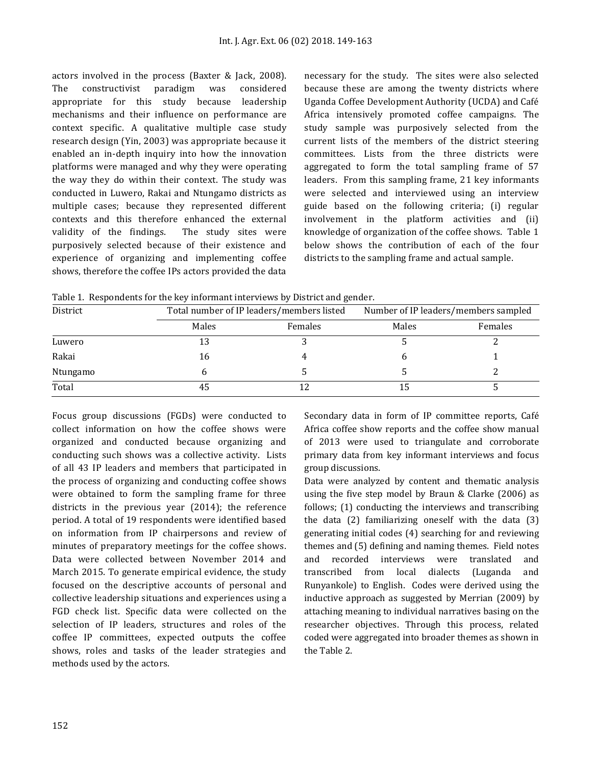actors involved in the process (Baxter & Jack, 2008). The constructivist paradigm was considered appropriate for this study because leadership mechanisms and their influence on performance are context specific. A qualitative multiple case study research design (Yin, 2003) was appropriate because it enabled an in-depth inquiry into how the innovation platforms were managed and why they were operating the way they do within their context. The study was conducted in Luwero, Rakai and Ntungamo districts as multiple cases; because they represented different contexts and this therefore enhanced the external validity of the findings. The study sites were purposively selected because of their existence and experience of organizing and implementing coffee shows, therefore the coffee IPs actors provided the data necessary for the study. The sites were also selected because these are among the twenty districts where Uganda Coffee Development Authority (UCDA) and Café Africa intensively promoted coffee campaigns. The study sample was purposively selected from the current lists of the members of the district steering committees. Lists from the three districts were aggregated to form the total sampling frame of 57 leaders. From this sampling frame, 21 key informants were selected and interviewed using an interview guide based on the following criteria; (i) regular involvement in the platform activities and (ii) knowledge of organization of the coffee shows. Table 1 below shows the contribution of each of the four districts to the sampling frame and actual sample.

Table 1. Respondents for the key informant interviews by District and gender.

| District | Total number of IP leaders/members listed | | Number of IP leaders/members sampled | |
|---|---|---|---|---|
| | Males | Females | Males | Females |
| Luwero | 13 | 3 | 5 | 2 |
| Rakai | 16 | 4 | 6 | 1 |
| Ntungamo | 6 | 5 | 5 | 2 |
| Total | 45 | 12 | 15 | 5 |

Focus group discussions (FGDs) were conducted to collect information on how the coffee shows were organized and conducted because organizing and conducting such shows was a collective activity. Lists of all 43 IP leaders and members that participated in the process of organizing and conducting coffee shows were obtained to form the sampling frame for three districts in the previous year (2014); the reference period. A total of 19 respondents were identified based on information from IP chairpersons and review of minutes of preparatory meetings for the coffee shows. Data were collected between November 2014 and March 2015. To generate empirical evidence, the study focused on the descriptive accounts of personal and collective leadership situations and experiences using a FGD check list. Specific data were collected on the selection of IP leaders, structures and roles of the coffee IP committees, expected outputs the coffee shows, roles and tasks of the leader strategies and methods used by the actors.

Secondary data in form of IP committee reports, Café Africa coffee show reports and the coffee show manual of 2013 were used to triangulate and corroborate primary data from key informant interviews and focus group discussions.

Data were analyzed by content and thematic analysis using the five step model by Braun & Clarke (2006) as follows; (1) conducting the interviews and transcribing the data (2) familiarizing oneself with the data (3) generating initial codes (4) searching for and reviewing themes and (5) defining and naming themes. Field notes and recorded interviews were translated and transcribed from local dialects (Luganda and Runyankole) to English. Codes were derived using the inductive approach as suggested by Merrian (2009) by attaching meaning to individual narratives basing on the researcher objectives. Through this process, related coded were aggregated into broader themes as shown in the Table 2.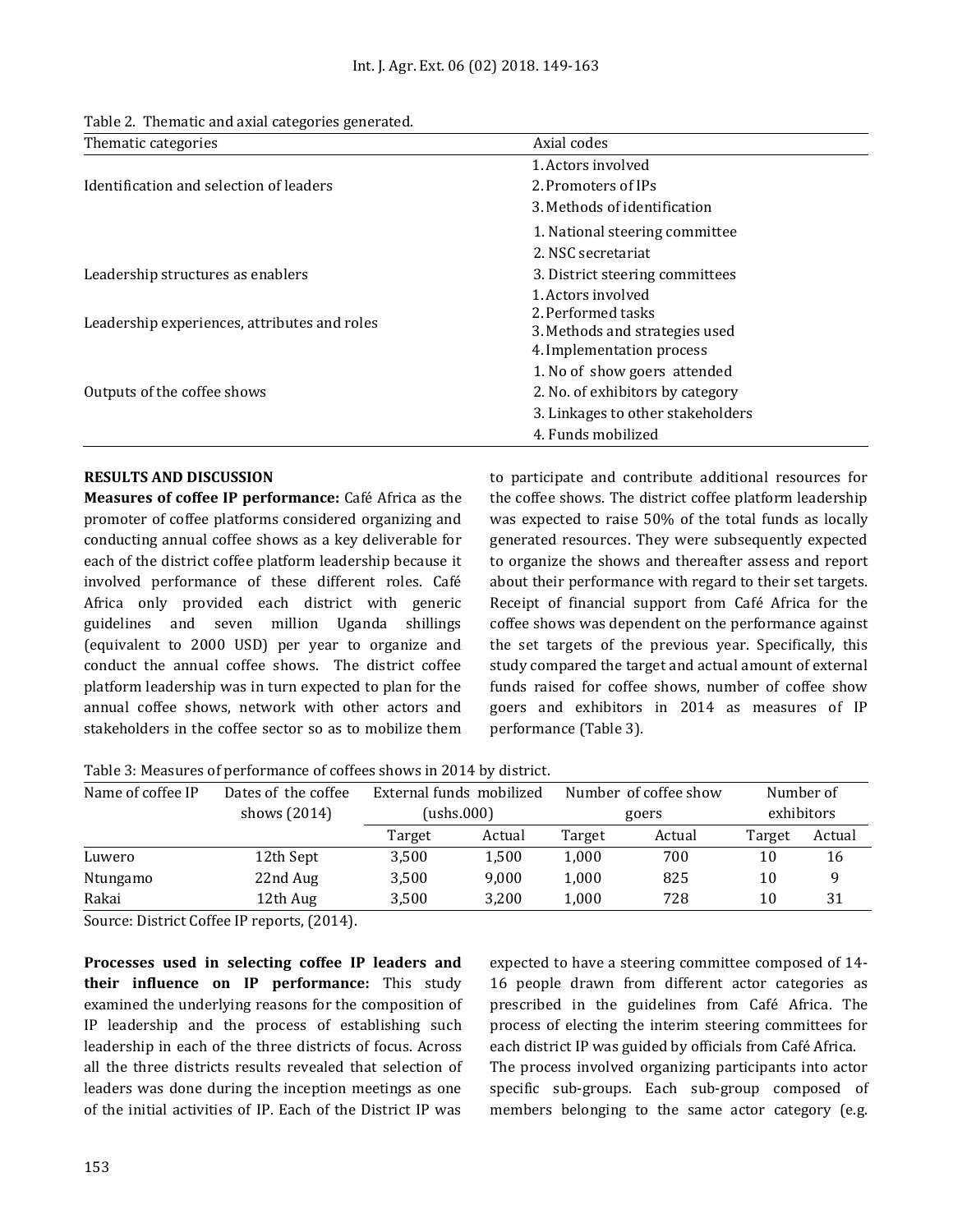Table 2. Thematic and axial categories generated.

| Thematic categories | Axial codes |
| --- | --- |
| Identification and selection of leaders | 1. Actors involved<br>2. Promoters of IPs<br>3. Methods of identification |
| Leadership structures as enablers | 1. National steering committee<br>2. NSC secretariat<br>3. District steering committees |
| Leadership experiences, attributes and roles | 1. Actors involved<br>2. Performed tasks<br>3. Methods and strategies used<br>4. Implementation process |
| Outputs of the coffee shows | 1. No of show goers attended<br>2. No. of exhibitors by category<br>3. Linkages to other stakeholders<br>4. Funds mobilized |

## RESULTS AND DISCUSSION

**Measures of coffee IP performance:** Café Africa as the promoter of coffee platforms considered organizing and conducting annual coffee shows as a key deliverable for each of the district coffee platform leadership because it involved performance of these different roles. Café Africa only provided each district with generic guidelines and seven million Uganda shillings (equivalent to 2000 USD) per year to organize and conduct the annual coffee shows. The district coffee platform leadership was in turn expected to plan for the annual coffee shows, network with other actors and stakeholders in the coffee sector so as to mobilize them to participate and contribute additional resources for the coffee shows. The district coffee platform leadership was expected to raise 50% of the total funds as locally generated resources. They were subsequently expected to organize the shows and thereafter assess and report about their performance with regard to their set targets. Receipt of financial support from Café Africa for the coffee shows was dependent on the performance against the set targets of the previous year. Specifically, this study compared the target and actual amount of external funds raised for coffee shows, number of coffee show goers and exhibitors in 2014 as measures of IP performance (Table 3).

Table 3: Measures of performance of coffees shows in 2014 by district.

| Name of coffee IP | Dates of the coffee shows (2014) | External funds mobilized (ushs.000) | | Number of coffee show goers | | Number of exhibitors | |
| --- | --- | --- | --- | --- | --- | --- | --- |
| | | Target | Actual | Target | Actual | Target | Actual |
| Luwero | 12th Sept | 3,500 | 1,500 | 1,000 | 700 | 10 | 16 |
| Ntungamo | 22nd Aug | 3,500 | 9,000 | 1,000 | 825 | 10 | 9 |
| Rakai | 12th Aug | 3,500 | 3,200 | 1,000 | 728 | 10 | 31 |

Source: District Coffee IP reports, (2014).

**Processes used in selecting coffee IP leaders and their influence on IP performance:** This study examined the underlying reasons for the composition of IP leadership and the process of establishing such leadership in each of the three districts of focus. Across all the three districts results revealed that selection of leaders was done during the inception meetings as one of the initial activities of IP. Each of the District IP was expected to have a steering committee composed of 14-16 people drawn from different actor categories as prescribed in the guidelines from Café Africa. The process of electing the interim steering committees for each district IP was guided by officials from Café Africa.

The process involved organizing participants into actor specific sub-groups. Each sub-group composed of members belonging to the same actor category (e.g.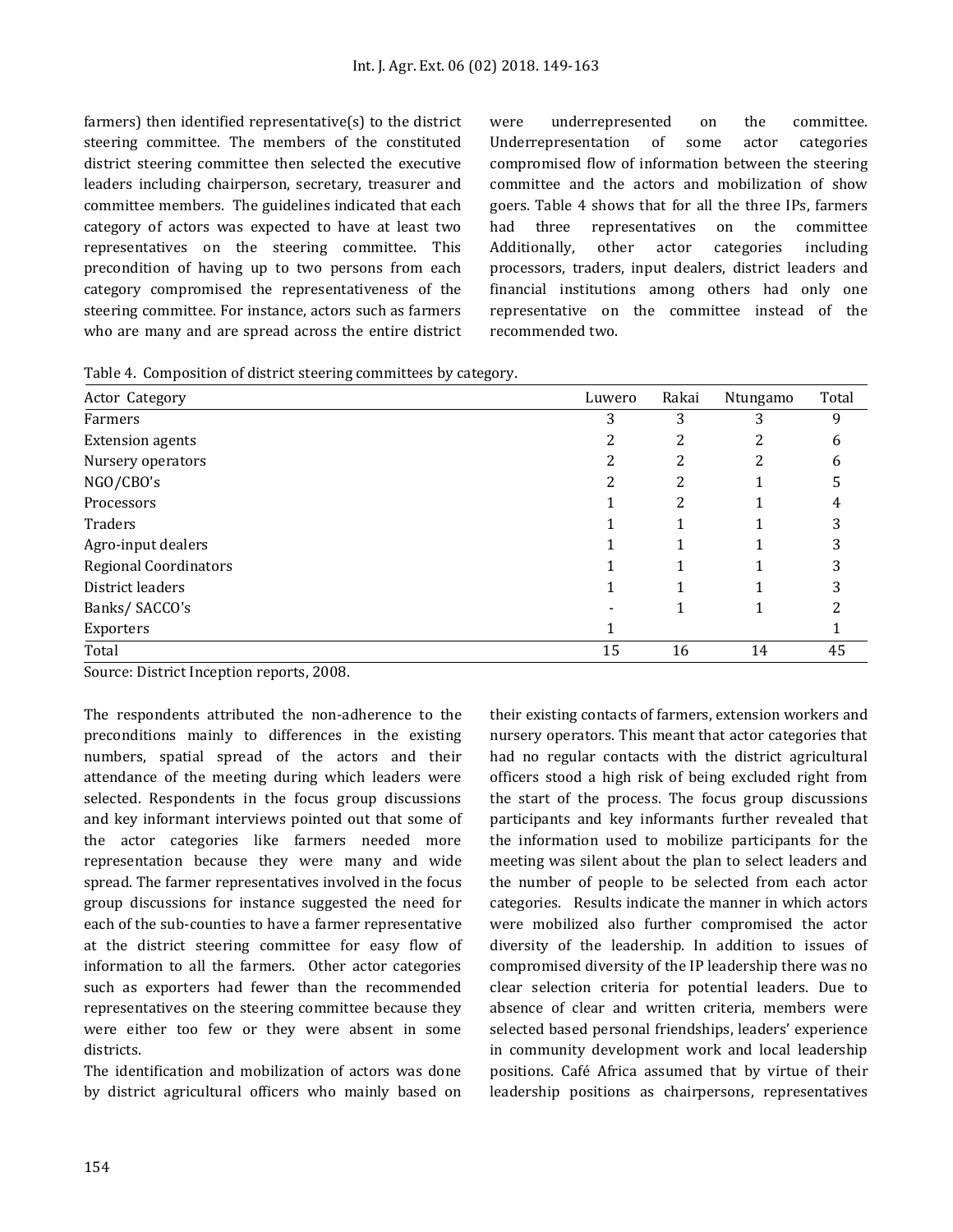farmers) then identified representative(s) to the district steering committee. The members of the constituted district steering committee then selected the executive leaders including chairperson, secretary, treasurer and committee members. The guidelines indicated that each category of actors was expected to have at least two representatives on the steering committee. This precondition of having up to two persons from each category compromised the representativeness of the steering committee. For instance, actors such as farmers who are many and are spread across the entire district were underrepresented on the committee. Underrepresentation of some actor categories compromised flow of information between the steering committee and the actors and mobilization of show goers. Table 4 shows that for all the three IPs, farmers had three representatives on the committee Additionally, other actor categories including processors, traders, input dealers, district leaders and financial institutions among others had only one representative on the committee instead of the recommended two.

Table 4. Composition of district steering committees by category.

| Actor Category | Luwero | Rakai | Ntungamo | Total |
|---|---|---|---|---|
| Farmers | 3 | 3 | 3 | 9 |
| Extension agents | 2 | 2 | 2 | 6 |
| Nursery operators | 2 | 2 | 2 | 6 |
| NGO/CBO's | 2 | 2 | 1 | 5 |
| Processors | 1 | 2 | 1 | 4 |
| Traders | 1 | 1 | 1 | 3 |
| Agro-input dealers | 1 | 1 | 1 | 3 |
| Regional Coordinators | 1 | 1 | 1 | 3 |
| District leaders | 1 | 1 | 1 | 3 |
| Banks/ SACCO's | - | 1 | 1 | 2 |
| Exporters | 1 | | | 1 |
| Total | 15 | 16 | 14 | 45 |

Source: District Inception reports, 2008.

The respondents attributed the non-adherence to the preconditions mainly to differences in the existing numbers, spatial spread of the actors and their attendance of the meeting during which leaders were selected. Respondents in the focus group discussions and key informant interviews pointed out that some of the actor categories like farmers needed more representation because they were many and wide spread. The farmer representatives involved in the focus group discussions for instance suggested the need for each of the sub-counties to have a farmer representative at the district steering committee for easy flow of information to all the farmers. Other actor categories such as exporters had fewer than the recommended representatives on the steering committee because they were either too few or they were absent in some districts.

The identification and mobilization of actors was done by district agricultural officers who mainly based on their existing contacts of farmers, extension workers and nursery operators. This meant that actor categories that had no regular contacts with the district agricultural officers stood a high risk of being excluded right from the start of the process. The focus group discussions participants and key informants further revealed that the information used to mobilize participants for the meeting was silent about the plan to select leaders and the number of people to be selected from each actor categories. Results indicate the manner in which actors were mobilized also further compromised the actor diversity of the leadership. In addition to issues of compromised diversity of the IP leadership there was no clear selection criteria for potential leaders. Due to absence of clear and written criteria, members were selected based personal friendships, leaders' experience in community development work and local leadership positions. Café Africa assumed that by virtue of their leadership positions as chairpersons, representatives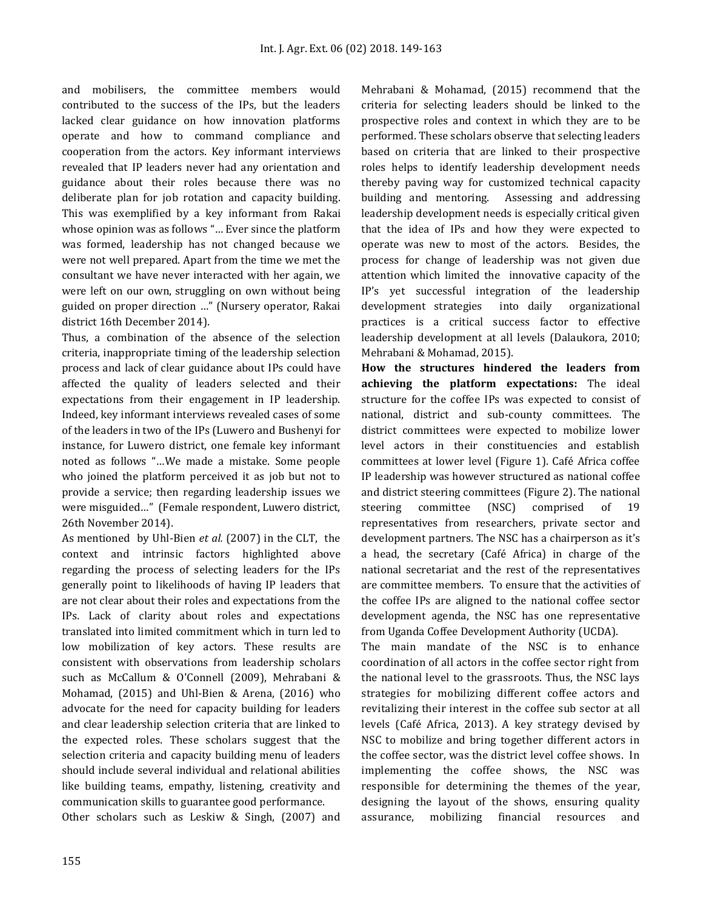and mobilisers, the committee members would contributed to the success of the IPs, but the leaders lacked clear guidance on how innovation platforms operate and how to command compliance and cooperation from the actors. Key informant interviews revealed that IP leaders never had any orientation and guidance about their roles because there was no deliberate plan for job rotation and capacity building. This was exemplified by a key informant from Rakai whose opinion was as follows "… Ever since the platform was formed, leadership has not changed because we were not well prepared. Apart from the time we met the consultant we have never interacted with her again, we were left on our own, struggling on own without being guided on proper direction …" (Nursery operator, Rakai district 16th December 2014).

Thus, a combination of the absence of the selection criteria, inappropriate timing of the leadership selection process and lack of clear guidance about IPs could have affected the quality of leaders selected and their expectations from their engagement in IP leadership. Indeed, key informant interviews revealed cases of some of the leaders in two of the IPs (Luwero and Bushenyi for instance, for Luwero district, one female key informant noted as follows "…We made a mistake. Some people who joined the platform perceived it as job but not to provide a service; then regarding leadership issues we were misguided…" (Female respondent, Luwero district, 26th November 2014).

As mentioned by Uhl-Bien *et al.* (2007) in the CLT, the context and intrinsic factors highlighted above regarding the process of selecting leaders for the IPs generally point to likelihoods of having IP leaders that are not clear about their roles and expectations from the IPs. Lack of clarity about roles and expectations translated into limited commitment which in turn led to low mobilization of key actors. These results are consistent with observations from leadership scholars such as McCallum & O'Connell (2009), Mehrabani & Mohamad, (2015) and Uhl-Bien & Arena, (2016) who advocate for the need for capacity building for leaders and clear leadership selection criteria that are linked to the expected roles. These scholars suggest that the selection criteria and capacity building menu of leaders should include several individual and relational abilities like building teams, empathy, listening, creativity and communication skills to guarantee good performance.

Other scholars such as Leskiw & Singh, (2007) and Mehrabani & Mohamad, (2015) recommend that the criteria for selecting leaders should be linked to the prospective roles and context in which they are to be performed. These scholars observe that selecting leaders based on criteria that are linked to their prospective roles helps to identify leadership development needs thereby paving way for customized technical capacity building and mentoring. Assessing and addressing leadership development needs is especially critical given that the idea of IPs and how they were expected to operate was new to most of the actors. Besides, the process for change of leadership was not given due attention which limited the innovative capacity of the IP's yet successful integration of the leadership development strategies into daily organizational practices is a critical success factor to effective leadership development at all levels (Dalaukora, 2010; Mehrabani & Mohamad, 2015).

**How the structures hindered the leaders from achieving the platform expectations:** The ideal structure for the coffee IPs was expected to consist of national, district and sub-county committees. The district committees were expected to mobilize lower level actors in their constituencies and establish committees at lower level (Figure 1). Café Africa coffee IP leadership was however structured as national coffee and district steering committees (Figure 2). The national steering committee (NSC) comprised of 19 representatives from researchers, private sector and development partners. The NSC has a chairperson as it's a head, the secretary (Café Africa) in charge of the national secretariat and the rest of the representatives are committee members. To ensure that the activities of the coffee IPs are aligned to the national coffee sector development agenda, the NSC has one representative from Uganda Coffee Development Authority (UCDA).

The main mandate of the NSC is to enhance coordination of all actors in the coffee sector right from the national level to the grassroots. Thus, the NSC lays strategies for mobilizing different coffee actors and revitalizing their interest in the coffee sub sector at all levels (Café Africa, 2013). A key strategy devised by NSC to mobilize and bring together different actors in the coffee sector, was the district level coffee shows. In implementing the coffee shows, the NSC was responsible for determining the themes of the year, designing the layout of the shows, ensuring quality assurance, mobilizing financial resources and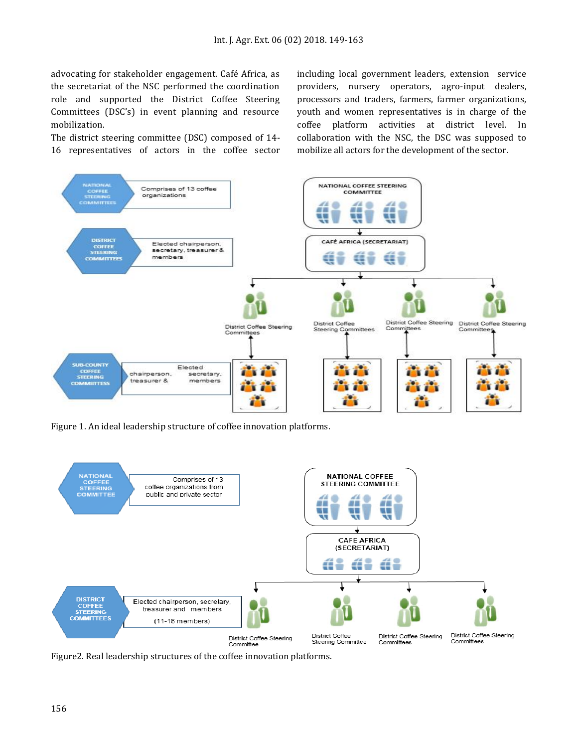advocating for stakeholder engagement. Café Africa, as the secretariat of the NSC performed the coordination role and supported the District Coffee Steering Committees (DSC's) in event planning and resource mobilization.

The district steering committee (DSC) composed of 14-16 representatives of actors in the coffee sector including local government leaders, extension service providers, nursery operators, agro-input dealers, processors and traders, farmers, farmer organizations, youth and women representatives is in charge of the coffee platform activities at district level. In collaboration with the NSC, the DSC was supposed to mobilize all actors for the development of the sector.

Figure 1. An ideal leadership structure of coffee innovation platforms.

Figure2. Real leadership structures of the coffee innovation platforms.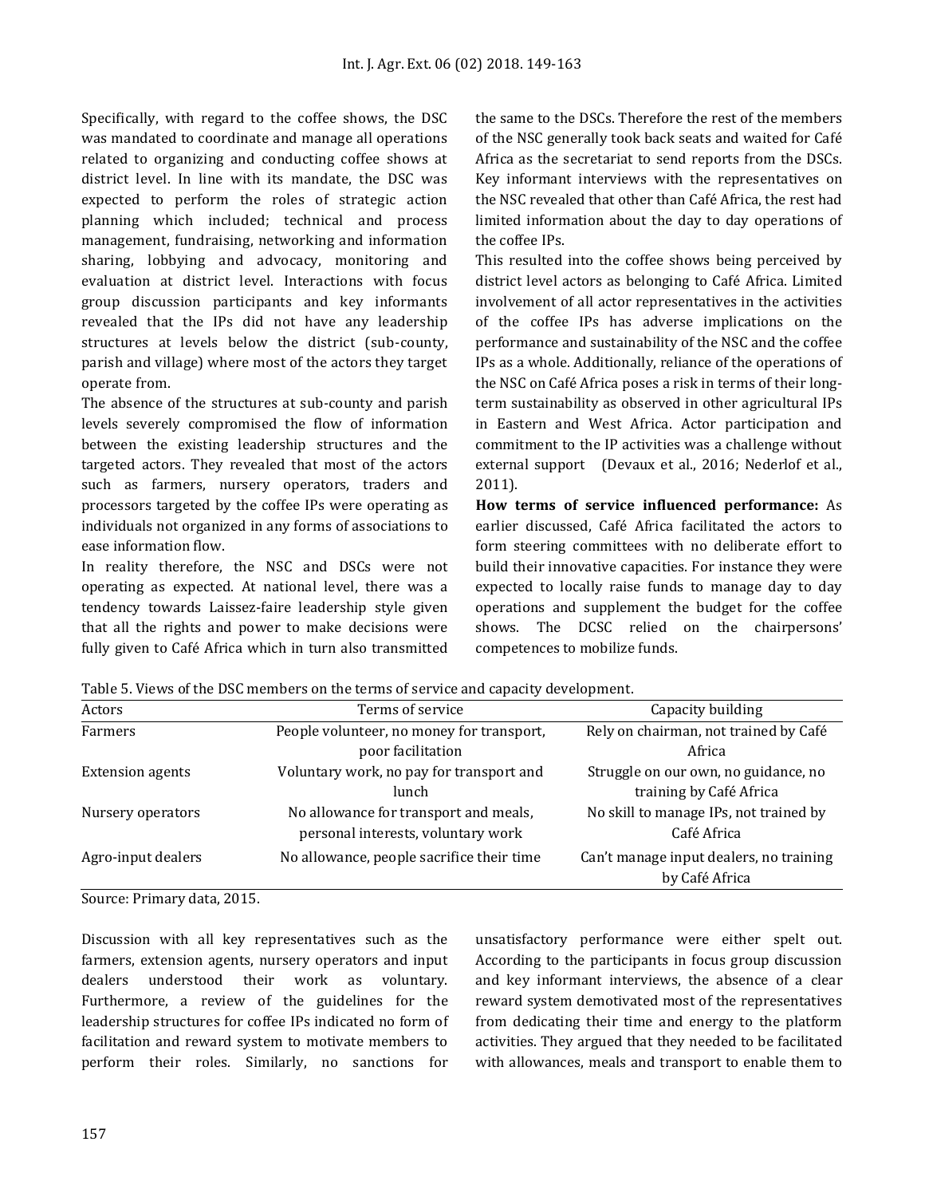Specifically, with regard to the coffee shows, the DSC was mandated to coordinate and manage all operations related to organizing and conducting coffee shows at district level. In line with its mandate, the DSC was expected to perform the roles of strategic action planning which included; technical and process management, fundraising, networking and information sharing, lobbying and advocacy, monitoring and evaluation at district level. Interactions with focus group discussion participants and key informants revealed that the IPs did not have any leadership structures at levels below the district (sub-county, parish and village) where most of the actors they target operate from.

The absence of the structures at sub-county and parish levels severely compromised the flow of information between the existing leadership structures and the targeted actors. They revealed that most of the actors such as farmers, nursery operators, traders and processors targeted by the coffee IPs were operating as individuals not organized in any forms of associations to ease information flow.

In reality therefore, the NSC and DSCs were not operating as expected. At national level, there was a tendency towards Laissez-faire leadership style given that all the rights and power to make decisions were fully given to Café Africa which in turn also transmitted the same to the DSCs. Therefore the rest of the members of the NSC generally took back seats and waited for Café Africa as the secretariat to send reports from the DSCs. Key informant interviews with the representatives on the NSC revealed that other than Café Africa, the rest had limited information about the day to day operations of the coffee IPs.

This resulted into the coffee shows being perceived by district level actors as belonging to Café Africa. Limited involvement of all actor representatives in the activities of the coffee IPs has adverse implications on the performance and sustainability of the NSC and the coffee IPs as a whole. Additionally, reliance of the operations of the NSC on Café Africa poses a risk in terms of their long-term sustainability as observed in other agricultural IPs in Eastern and West Africa. Actor participation and commitment to the IP activities was a challenge without external support (Devaux et al., 2016; Nederlof et al., 2011).

**How terms of service influenced performance:** As earlier discussed, Café Africa facilitated the actors to form steering committees with no deliberate effort to build their innovative capacities. For instance they were expected to locally raise funds to manage day to day operations and supplement the budget for the coffee shows. The DCSC relied on the chairpersons' competences to mobilize funds.

Table 5. Views of the DSC members on the terms of service and capacity development.

| Actors | Terms of service | Capacity building |
|---|---|---|
| Farmers | People volunteer, no money for transport, poor facilitation | Rely on chairman, not trained by Café Africa |
| Extension agents | Voluntary work, no pay for transport and lunch | Struggle on our own, no guidance, no training by Café Africa |
| Nursery operators | No allowance for transport and meals, personal interests, voluntary work | No skill to manage IPs, not trained by Café Africa |
| Agro-input dealers | No allowance, people sacrifice their time | Can't manage input dealers, no training by Café Africa |

Source: Primary data, 2015.

Discussion with all key representatives such as the farmers, extension agents, nursery operators and input dealers understood their work as voluntary. Furthermore, a review of the guidelines for the leadership structures for coffee IPs indicated no form of facilitation and reward system to motivate members to perform their roles. Similarly, no sanctions for unsatisfactory performance were either spelt out. According to the participants in focus group discussion and key informant interviews, the absence of a clear reward system demotivated most of the representatives from dedicating their time and energy to the platform activities. They argued that they needed to be facilitated with allowances, meals and transport to enable them to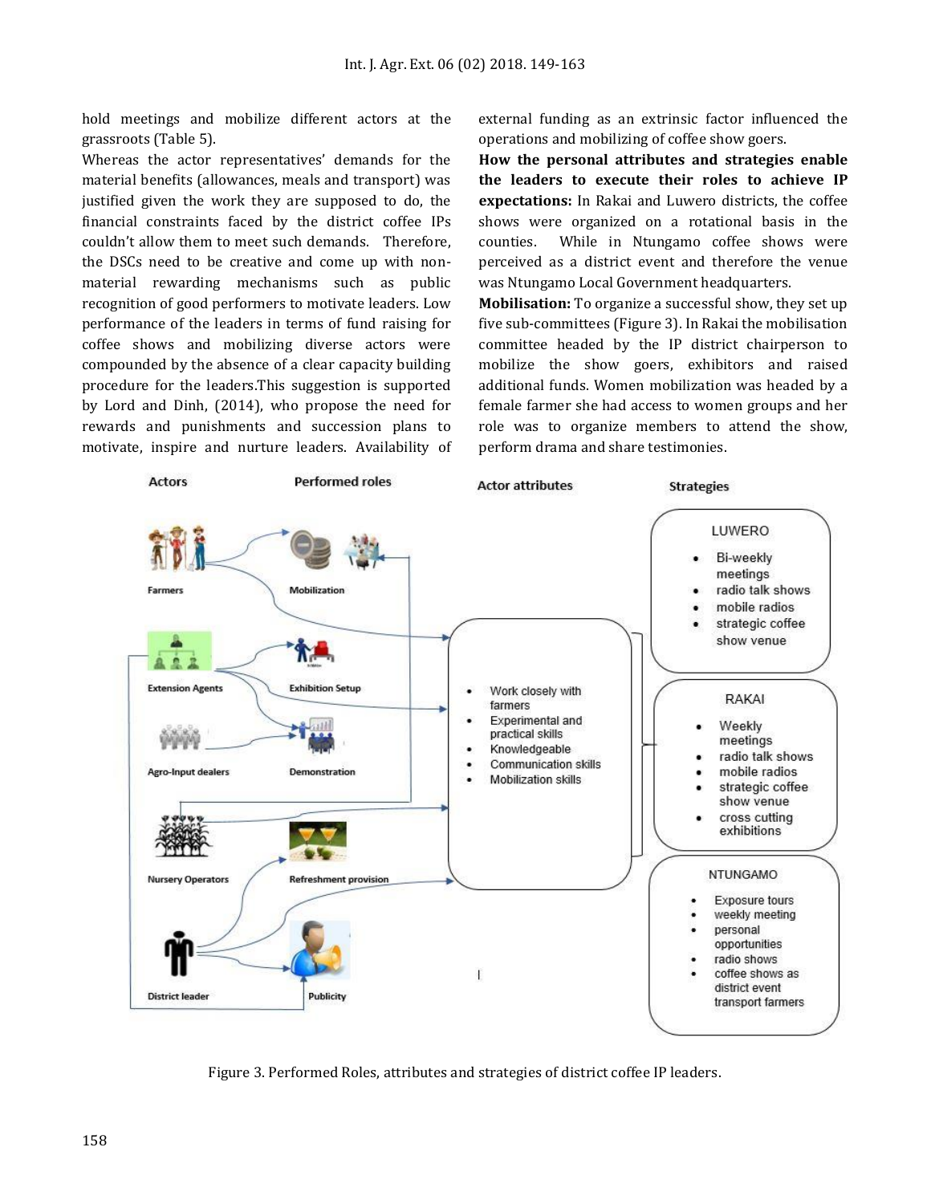hold meetings and mobilize different actors at the grassroots (Table 5).

Whereas the actor representatives' demands for the material benefits (allowances, meals and transport) was justified given the work they are supposed to do, the financial constraints faced by the district coffee IPs couldn't allow them to meet such demands. Therefore, the DSCs need to be creative and come up with non-material rewarding mechanisms such as public recognition of good performers to motivate leaders. Low performance of the leaders in terms of fund raising for coffee shows and mobilizing diverse actors were compounded by the absence of a clear capacity building procedure for the leaders.This suggestion is supported by Lord and Dinh, (2014), who propose the need for rewards and punishments and succession plans to motivate, inspire and nurture leaders. Availability of external funding as an extrinsic factor influenced the operations and mobilizing of coffee show goers.

**How the personal attributes and strategies enable the leaders to execute their roles to achieve IP expectations:** In Rakai and Luwero districts, the coffee shows were organized on a rotational basis in the counties. While in Ntungamo coffee shows were perceived as a district event and therefore the venue was Ntungamo Local Government headquarters.

**Mobilisation:** To organize a successful show, they set up five sub-committees (Figure 3). In Rakai the mobilisation committee headed by the IP district chairperson to mobilize the show goers, exhibitors and raised additional funds. Women mobilization was headed by a female farmer she had access to women groups and her role was to organize members to attend the show, perform drama and share testimonies.

Figure 3. Performed Roles, attributes and strategies of district coffee IP leaders.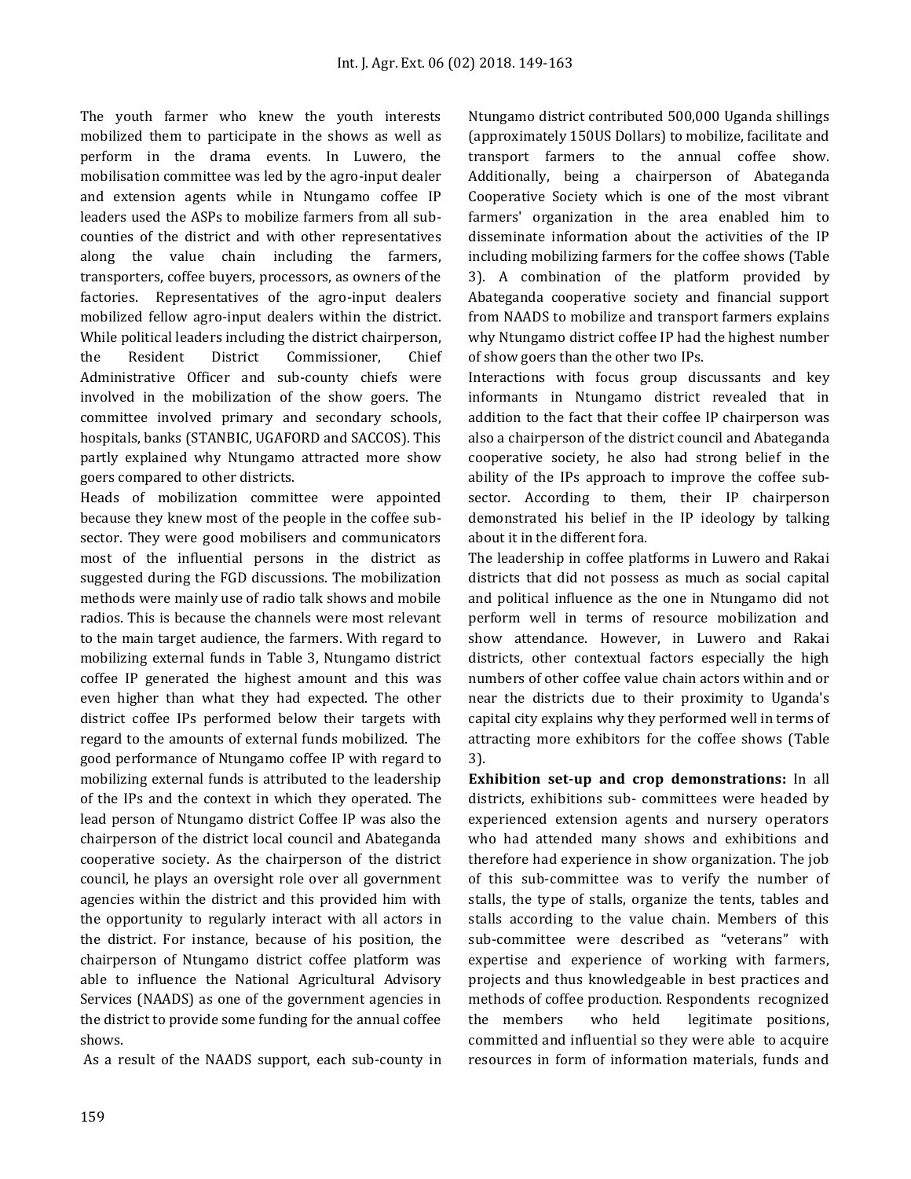The youth farmer who knew the youth interests mobilized them to participate in the shows as well as perform in the drama events. In Luwero, the mobilisation committee was led by the agro-input dealer and extension agents while in Ntungamo coffee IP leaders used the ASPs to mobilize farmers from all sub-counties of the district and with other representatives along the value chain including the farmers, transporters, coffee buyers, processors, as owners of the factories. Representatives of the agro-input dealers mobilized fellow agro-input dealers within the district. While political leaders including the district chairperson, the Resident District Commissioner, Chief Administrative Officer and sub-county chiefs were involved in the mobilization of the show goers. The committee involved primary and secondary schools, hospitals, banks (STANBIC, UGAFORD and SACCOS). This partly explained why Ntungamo attracted more show goers compared to other districts.

Heads of mobilization committee were appointed because they knew most of the people in the coffee sub-sector. They were good mobilisers and communicators most of the influential persons in the district as suggested during the FGD discussions. The mobilization methods were mainly use of radio talk shows and mobile radios. This is because the channels were most relevant to the main target audience, the farmers. With regard to mobilizing external funds in Table 3, Ntungamo district coffee IP generated the highest amount and this was even higher than what they had expected. The other district coffee IPs performed below their targets with regard to the amounts of external funds mobilized. The good performance of Ntungamo coffee IP with regard to mobilizing external funds is attributed to the leadership of the IPs and the context in which they operated. The lead person of Ntungamo district Coffee IP was also the chairperson of the district local council and Abateganda cooperative society. As the chairperson of the district council, he plays an oversight role over all government agencies within the district and this provided him with the opportunity to regularly interact with all actors in the district. For instance, because of his position, the chairperson of Ntungamo district coffee platform was able to influence the National Agricultural Advisory Services (NAADS) as one of the government agencies in the district to provide some funding for the annual coffee shows.

As a result of the NAADS support, each sub-county in Ntungamo district contributed 500,000 Uganda shillings (approximately 150US Dollars) to mobilize, facilitate and transport farmers to the annual coffee show. Additionally, being a chairperson of Abateganda Cooperative Society which is one of the most vibrant farmers' organization in the area enabled him to disseminate information about the activities of the IP including mobilizing farmers for the coffee shows (Table 3). A combination of the platform provided by Abateganda cooperative society and financial support from NAADS to mobilize and transport farmers explains why Ntungamo district coffee IP had the highest number of show goers than the other two IPs.

Interactions with focus group discussants and key informants in Ntungamo district revealed that in addition to the fact that their coffee IP chairperson was also a chairperson of the district council and Abateganda cooperative society, he also had strong belief in the ability of the IPs approach to improve the coffee sub-sector. According to them, their IP chairperson demonstrated his belief in the IP ideology by talking about it in the different fora.

The leadership in coffee platforms in Luwero and Rakai districts that did not possess as much as social capital and political influence as the one in Ntungamo did not perform well in terms of resource mobilization and show attendance. However, in Luwero and Rakai districts, other contextual factors especially the high numbers of other coffee value chain actors within and or near the districts due to their proximity to Uganda's capital city explains why they performed well in terms of attracting more exhibitors for the coffee shows (Table 3).

**Exhibition set-up and crop demonstrations:** In all districts, exhibitions sub- committees were headed by experienced extension agents and nursery operators who had attended many shows and exhibitions and therefore had experience in show organization. The job of this sub-committee was to verify the number of stalls, the type of stalls, organize the tents, tables and stalls according to the value chain. Members of this sub-committee were described as "veterans" with expertise and experience of working with farmers, projects and thus knowledgeable in best practices and methods of coffee production. Respondents recognized the members who held legitimate positions, committed and influential so they were able to acquire resources in form of information materials, funds and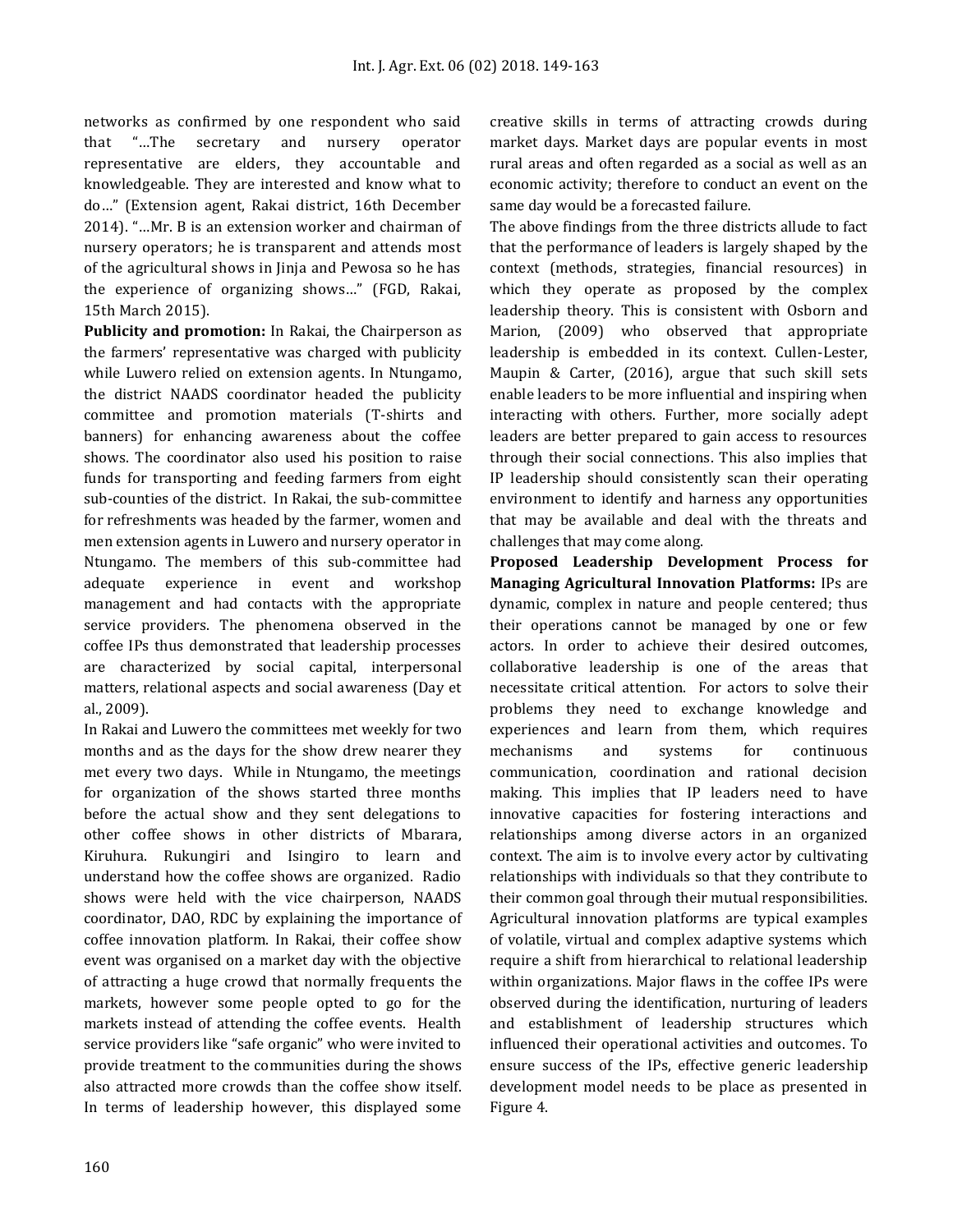networks as confirmed by one respondent who said that "…The secretary and nursery operator representative are elders, they accountable and knowledgeable. They are interested and know what to do…" (Extension agent, Rakai district, 16th December 2014). "…Mr. B is an extension worker and chairman of nursery operators; he is transparent and attends most of the agricultural shows in Jinja and Pewosa so he has the experience of organizing shows…" (FGD, Rakai, 15th March 2015).

**Publicity and promotion:** In Rakai, the Chairperson as the farmers' representative was charged with publicity while Luwero relied on extension agents. In Ntungamo, the district NAADS coordinator headed the publicity committee and promotion materials (T-shirts and banners) for enhancing awareness about the coffee shows. The coordinator also used his position to raise funds for transporting and feeding farmers from eight sub-counties of the district. In Rakai, the sub-committee for refreshments was headed by the farmer, women and men extension agents in Luwero and nursery operator in Ntungamo. The members of this sub-committee had adequate experience in event and workshop management and had contacts with the appropriate service providers. The phenomena observed in the coffee IPs thus demonstrated that leadership processes are characterized by social capital, interpersonal matters, relational aspects and social awareness (Day et al., 2009).

In Rakai and Luwero the committees met weekly for two months and as the days for the show drew nearer they met every two days. While in Ntungamo, the meetings for organization of the shows started three months before the actual show and they sent delegations to other coffee shows in other districts of Mbarara, Kiruhura. Rukungiri and Isingiro to learn and understand how the coffee shows are organized. Radio shows were held with the vice chairperson, NAADS coordinator, DAO, RDC by explaining the importance of coffee innovation platform. In Rakai, their coffee show event was organised on a market day with the objective of attracting a huge crowd that normally frequents the markets, however some people opted to go for the markets instead of attending the coffee events. Health service providers like "safe organic" who were invited to provide treatment to the communities during the shows also attracted more crowds than the coffee show itself. In terms of leadership however, this displayed some creative skills in terms of attracting crowds during market days. Market days are popular events in most rural areas and often regarded as a social as well as an economic activity; therefore to conduct an event on the same day would be a forecasted failure.

The above findings from the three districts allude to fact that the performance of leaders is largely shaped by the context (methods, strategies, financial resources) in which they operate as proposed by the complex leadership theory. This is consistent with Osborn and Marion, (2009) who observed that appropriate leadership is embedded in its context. Cullen-Lester, Maupin & Carter, (2016), argue that such skill sets enable leaders to be more influential and inspiring when interacting with others. Further, more socially adept leaders are better prepared to gain access to resources through their social connections. This also implies that IP leadership should consistently scan their operating environment to identify and harness any opportunities that may be available and deal with the threats and challenges that may come along.

**Proposed Leadership Development Process for Managing Agricultural Innovation Platforms:** IPs are dynamic, complex in nature and people centered; thus their operations cannot be managed by one or few actors. In order to achieve their desired outcomes, collaborative leadership is one of the areas that necessitate critical attention. For actors to solve their problems they need to exchange knowledge and experiences and learn from them, which requires mechanisms and systems for continuous communication, coordination and rational decision making. This implies that IP leaders need to have innovative capacities for fostering interactions and relationships among diverse actors in an organized context. The aim is to involve every actor by cultivating relationships with individuals so that they contribute to their common goal through their mutual responsibilities. Agricultural innovation platforms are typical examples of volatile, virtual and complex adaptive systems which require a shift from hierarchical to relational leadership within organizations. Major flaws in the coffee IPs were observed during the identification, nurturing of leaders and establishment of leadership structures which influenced their operational activities and outcomes. To ensure success of the IPs, effective generic leadership development model needs to be place as presented in Figure 4.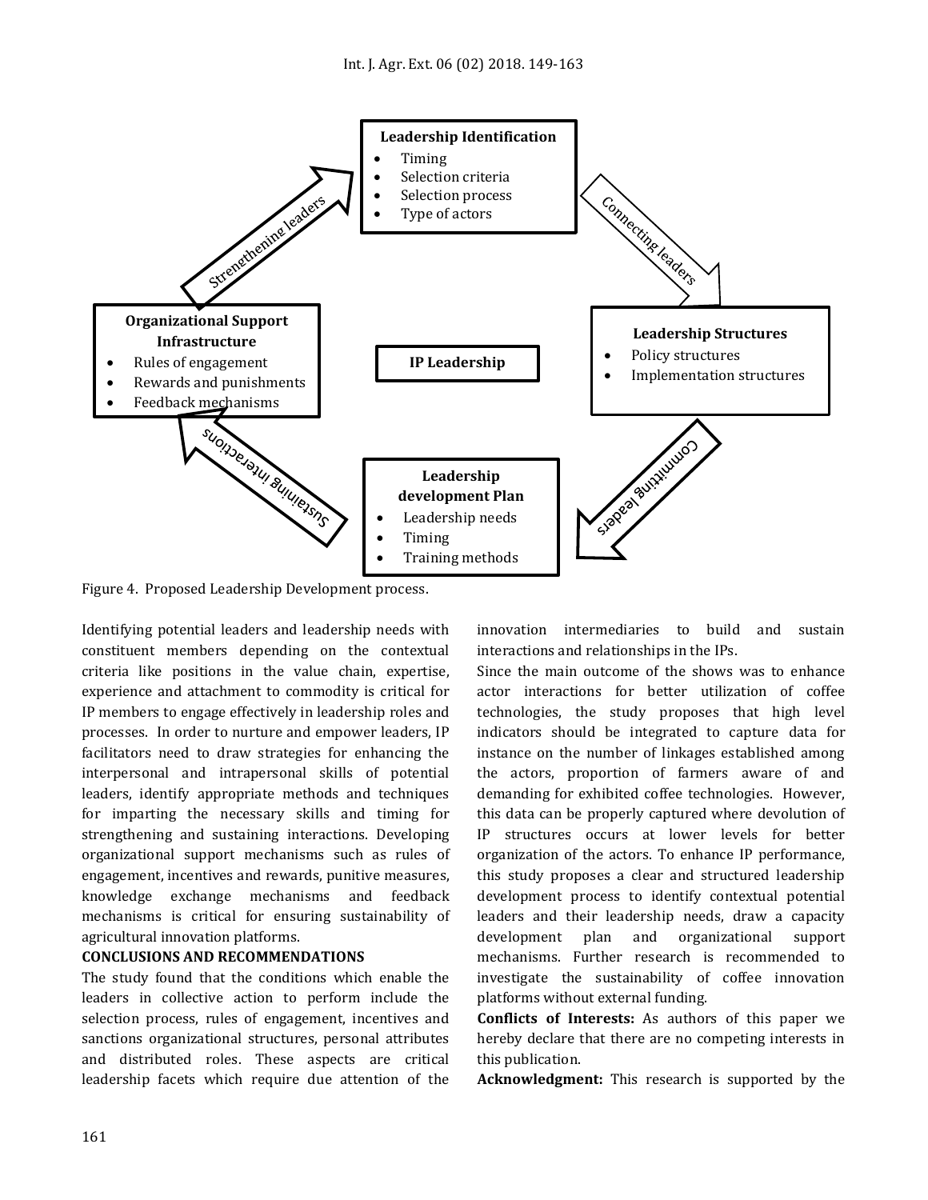**Leadership Identification**
- Timing
- Selection criteria
- Selection process
- Type of actors

Connecting leaders

**Leadership Structures**
- Policy structures
- Implementation structures

Committing leaders

**Leadership development Plan**
- Leadership needs
- Timing
- Training methods

Sustaining interactions

**Organizational Support Infrastructure**
- Rules of engagement
- Rewards and punishments
- Feedback mechanisms

Strengthening leaders

**IP Leadership**

Figure 4. Proposed Leadership Development process.

Identifying potential leaders and leadership needs with constituent members depending on the contextual criteria like positions in the value chain, expertise, experience and attachment to commodity is critical for IP members to engage effectively in leadership roles and processes. In order to nurture and empower leaders, IP facilitators need to draw strategies for enhancing the interpersonal and intrapersonal skills of potential leaders, identify appropriate methods and techniques for imparting the necessary skills and timing for strengthening and sustaining interactions. Developing organizational support mechanisms such as rules of engagement, incentives and rewards, punitive measures, knowledge exchange mechanisms and feedback mechanisms is critical for ensuring sustainability of agricultural innovation platforms.

## CONCLUSIONS AND RECOMMENDATIONS

The study found that the conditions which enable the leaders in collective action to perform include the selection process, rules of engagement, incentives and sanctions organizational structures, personal attributes and distributed roles. These aspects are critical leadership facets which require due attention of the innovation intermediaries to build and sustain interactions and relationships in the IPs.

Since the main outcome of the shows was to enhance actor interactions for better utilization of coffee technologies, the study proposes that high level indicators should be integrated to capture data for instance on the number of linkages established among the actors, proportion of farmers aware of and demanding for exhibited coffee technologies. However, this data can be properly captured where devolution of IP structures occurs at lower levels for better organization of the actors. To enhance IP performance, this study proposes a clear and structured leadership development process to identify contextual potential leaders and their leadership needs, draw a capacity development plan and organizational support mechanisms. Further research is recommended to investigate the sustainability of coffee innovation platforms without external funding.

**Conflicts of Interests:** As authors of this paper we hereby declare that there are no competing interests in this publication.

**Acknowledgment:** This research is supported by the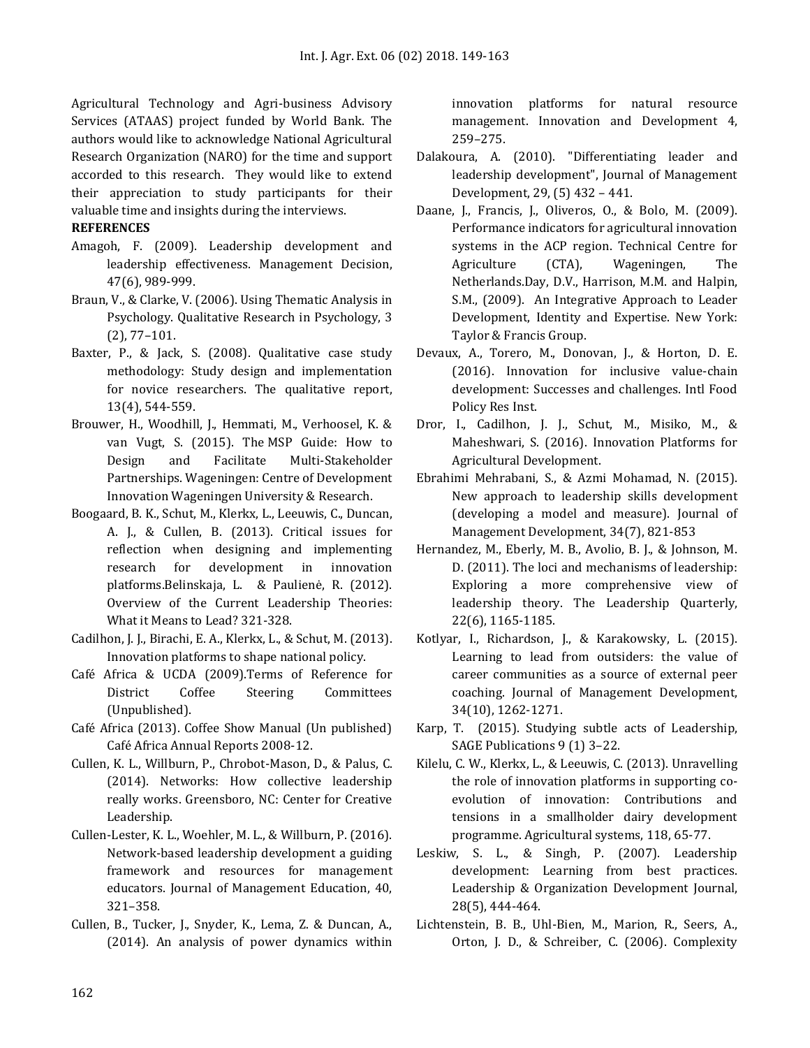Agricultural Technology and Agri-business Advisory Services (ATAAS) project funded by World Bank. The authors would like to acknowledge National Agricultural Research Organization (NARO) for the time and support accorded to this research. They would like to extend their appreciation to study participants for their valuable time and insights during the interviews.

**REFERENCES**

Amagoh, F. (2009). Leadership development and leadership effectiveness. Management Decision, 47(6), 989-999.

Braun, V., & Clarke, V. (2006). Using Thematic Analysis in Psychology. Qualitative Research in Psychology, 3 (2), 77–101.

Baxter, P., & Jack, S. (2008). Qualitative case study methodology: Study design and implementation for novice researchers. The qualitative report, 13(4), 544-559.

Brouwer, H., Woodhill, J., Hemmati, M., Verhoosel, K. & van Vugt, S. (2015). The MSP Guide: How to Design and Facilitate Multi-Stakeholder Partnerships. Wageningen: Centre of Development Innovation Wageningen University & Research.

Boogaard, B. K., Schut, M., Klerkx, L., Leeuwis, C., Duncan, A. J., & Cullen, B. (2013). Critical issues for reflection when designing and implementing research for development in innovation platforms.Belinskaja, L. & Paulienė, R. (2012). Overview of the Current Leadership Theories: What it Means to Lead? 321-328.

Cadilhon, J. J., Birachi, E. A., Klerkx, L., & Schut, M. (2013). Innovation platforms to shape national policy.

Café Africa & UCDA (2009).Terms of Reference for District Coffee Steering Committees (Unpublished).

Café Africa (2013). Coffee Show Manual (Un published) Café Africa Annual Reports 2008-12.

Cullen, K. L., Willburn, P., Chrobot-Mason, D., & Palus, C. (2014). Networks: How collective leadership really works. Greensboro, NC: Center for Creative Leadership.

Cullen-Lester, K. L., Woehler, M. L., & Willburn, P. (2016). Network-based leadership development a guiding framework and resources for management educators. Journal of Management Education, 40, 321–358.

Cullen, B., Tucker, J., Snyder, K., Lema, Z. & Duncan, A., (2014). An analysis of power dynamics within innovation platforms for natural resource management. Innovation and Development 4, 259–275.

Dalakoura, A. (2010). "Differentiating leader and leadership development", Journal of Management Development, 29, (5) 432 – 441.

Daane, J., Francis, J., Oliveros, O., & Bolo, M. (2009). Performance indicators for agricultural innovation systems in the ACP region. Technical Centre for Agriculture (CTA), Wageningen, The Netherlands.Day, D.V., Harrison, M.M. and Halpin, S.M., (2009). An Integrative Approach to Leader Development, Identity and Expertise. New York: Taylor & Francis Group.

Devaux, A., Torero, M., Donovan, J., & Horton, D. E. (2016). Innovation for inclusive value-chain development: Successes and challenges. Intl Food Policy Res Inst.

Dror, I., Cadilhon, J. J., Schut, M., Misiko, M., & Maheshwari, S. (2016). Innovation Platforms for Agricultural Development.

Ebrahimi Mehrabani, S., & Azmi Mohamad, N. (2015). New approach to leadership skills development (developing a model and measure). Journal of Management Development, 34(7), 821-853

Hernandez, M., Eberly, M. B., Avolio, B. J., & Johnson, M. D. (2011). The loci and mechanisms of leadership: Exploring a more comprehensive view of leadership theory. The Leadership Quarterly, 22(6), 1165-1185.

Kotlyar, I., Richardson, J., & Karakowsky, L. (2015). Learning to lead from outsiders: the value of career communities as a source of external peer coaching. Journal of Management Development, 34(10), 1262-1271.

Karp, T. (2015). Studying subtle acts of Leadership, SAGE Publications 9 (1) 3–22.

Kilelu, C. W., Klerkx, L., & Leeuwis, C. (2013). Unravelling the role of innovation platforms in supporting co-evolution of innovation: Contributions and tensions in a smallholder dairy development programme. Agricultural systems, 118, 65-77.

Leskiw, S. L., & Singh, P. (2007). Leadership development: Learning from best practices. Leadership & Organization Development Journal, 28(5), 444-464.

Lichtenstein, B. B., Uhl-Bien, M., Marion, R., Seers, A., Orton, J. D., & Schreiber, C. (2006). Complexity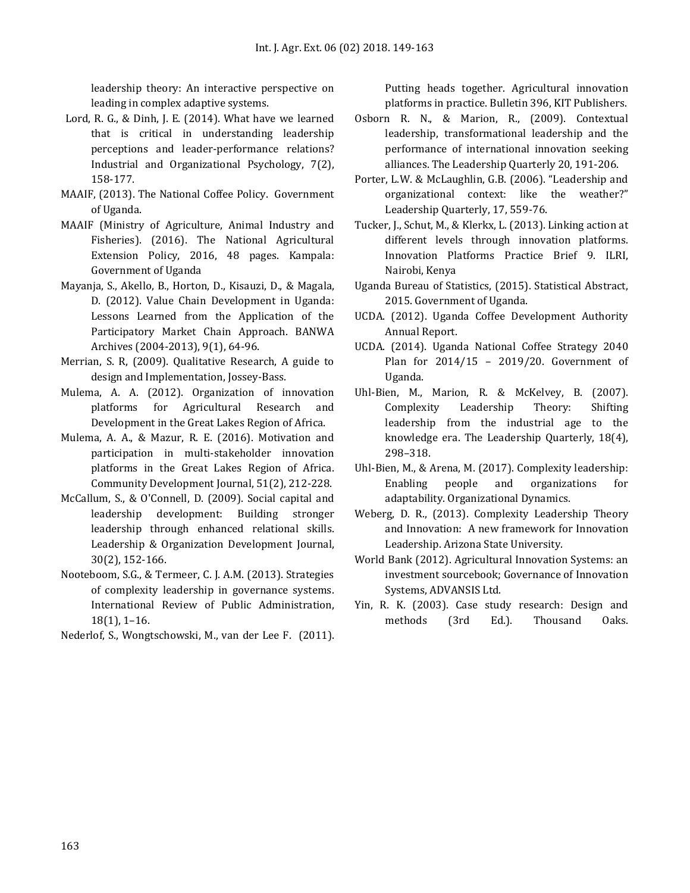leadership theory: An interactive perspective on leading in complex adaptive systems.

Lord, R. G., & Dinh, J. E. (2014). What have we learned that is critical in understanding leadership perceptions and leader-performance relations? Industrial and Organizational Psychology, 7(2), 158-177.

MAAIF, (2013). The National Coffee Policy. Government of Uganda.

MAAIF (Ministry of Agriculture, Animal Industry and Fisheries). (2016). The National Agricultural Extension Policy, 2016, 48 pages. Kampala: Government of Uganda

Mayanja, S., Akello, B., Horton, D., Kisauzi, D., & Magala, D. (2012). Value Chain Development in Uganda: Lessons Learned from the Application of the Participatory Market Chain Approach. BANWA Archives (2004-2013), 9(1), 64-96.

Merrian, S. R, (2009). Qualitative Research, A guide to design and Implementation, Jossey-Bass.

Mulema, A. A. (2012). Organization of innovation platforms for Agricultural Research and Development in the Great Lakes Region of Africa.

Mulema, A. A., & Mazur, R. E. (2016). Motivation and participation in multi-stakeholder innovation platforms in the Great Lakes Region of Africa. Community Development Journal, 51(2), 212-228.

McCallum, S., & O'Connell, D. (2009). Social capital and leadership development: Building stronger leadership through enhanced relational skills. Leadership & Organization Development Journal, 30(2), 152-166.

Nooteboom, S.G., & Termeer, C. J. A.M. (2013). Strategies of complexity leadership in governance systems. International Review of Public Administration, 18(1), 1–16.

Nederlof, S., Wongtschowski, M., van der Lee F. (2011). Putting heads together. Agricultural innovation platforms in practice. Bulletin 396, KIT Publishers.

Osborn R. N., & Marion, R., (2009). Contextual leadership, transformational leadership and the performance of international innovation seeking alliances. The Leadership Quarterly 20, 191-206.

Porter, L.W. & McLaughlin, G.B. (2006). "Leadership and organizational context: like the weather?" Leadership Quarterly, 17, 559-76.

Tucker, J., Schut, M., & Klerkx, L. (2013). Linking action at different levels through innovation platforms. Innovation Platforms Practice Brief 9. ILRI, Nairobi, Kenya

Uganda Bureau of Statistics, (2015). Statistical Abstract, 2015. Government of Uganda.

UCDA. (2012). Uganda Coffee Development Authority Annual Report.

UCDA. (2014). Uganda National Coffee Strategy 2040 Plan for 2014/15 – 2019/20. Government of Uganda.

Uhl-Bien, M., Marion, R. & McKelvey, B. (2007). Complexity Leadership Theory: Shifting leadership from the industrial age to the knowledge era. The Leadership Quarterly, 18(4), 298–318.

Uhl-Bien, M., & Arena, M. (2017). Complexity leadership: Enabling people and organizations for adaptability. Organizational Dynamics.

Weberg, D. R., (2013). Complexity Leadership Theory and Innovation: A new framework for Innovation Leadership. Arizona State University.

World Bank (2012). Agricultural Innovation Systems: an investment sourcebook; Governance of Innovation Systems, ADVANSIS Ltd.

Yin, R. K. (2003). Case study research: Design and methods (3rd Ed.). Thousand Oaks.